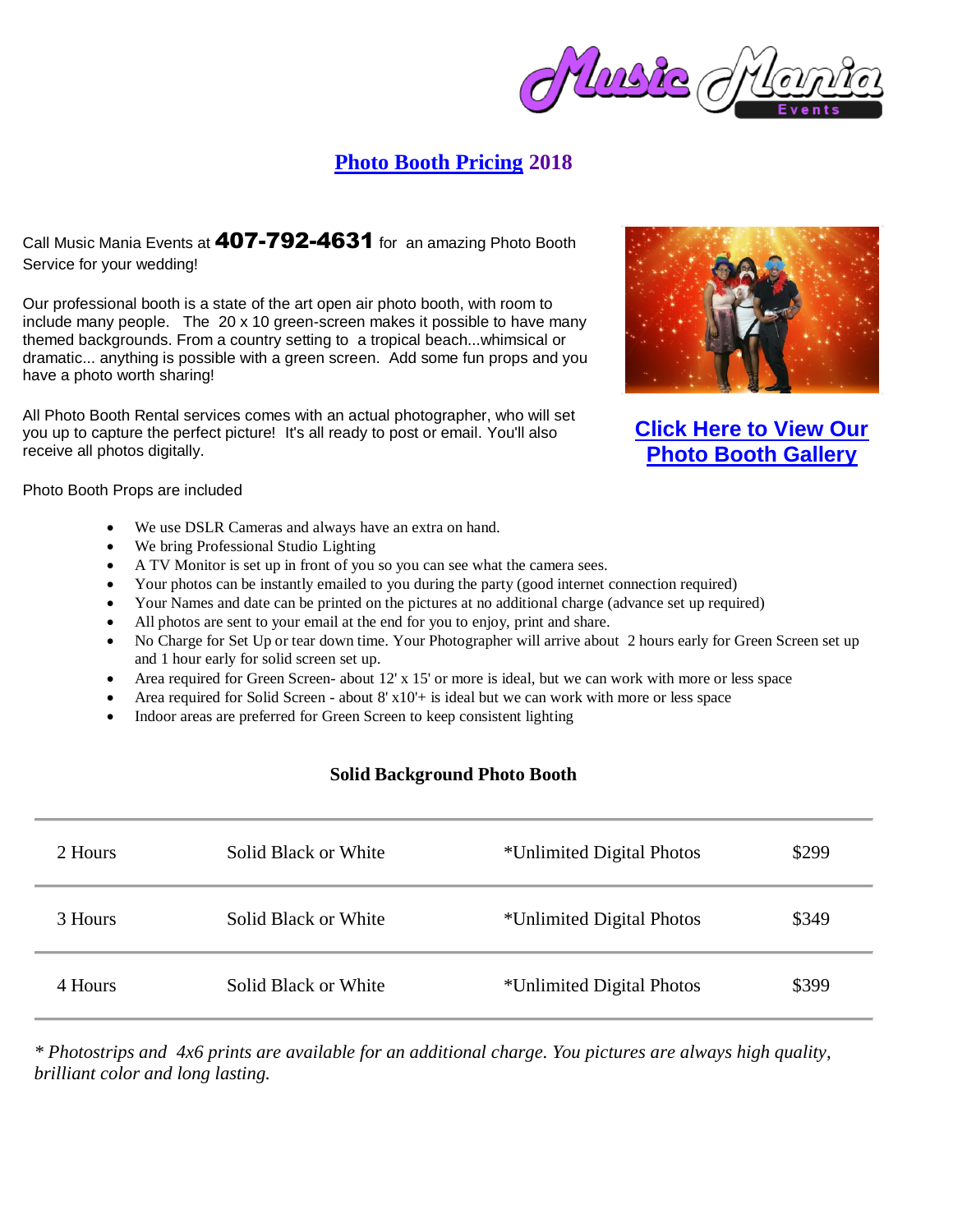# Photo Booth Pricing 2018

Call Music Mania Events at **407-792-4631** for an amazing Photo Booth Service for your wedding!

Our professional booth is a state of the art open air photo booth, with room to include many people. The 20 x 10 green-screen makes it possible to have many themed backgrounds. From a country setting to a tropical beach...whimsical or dramatic... anything is possible with a green screen. Add some fun props and you have a photo worth sharing!

All Photo Booth Rental services comes with an actual photographer, who will set you up to capture the perfect picture! It's all ready to post or email. You'll also receive all photos digitally.

**Click Here to View Our Photo Booth Gallery**

Photo Booth Props are included

- We use DSLR Cameras and always have an extra on hand.
- We bring Professional Studio Lighting
- A TV Monitor is set up in front of you so you can see what the camera sees.
- Your photos can be instantly emailed to you during the party (good internet connection required)
- Your Names and date can be printed on the pictures at no additional charge (advance set up required)
- All photos are sent to your email at the end for you to enjoy, print and share.
- No Charge for Set Up or tear down time. Your Photographer will arrive about 2 hours early for Green Screen set up and 1 hour early for solid screen set up.
- Area required for Green Screen- about 12' x 15' or more is ideal, but we can work with more or less space
- Area required for Solid Screen - about 8' x10'+ is ideal but we can work with more or less space
- Indoor areas are preferred for Green Screen to keep consistent lighting

### Solid Background Photo Booth

| | | | |
|---|---|---|---|
| 2 Hours | Solid Black or White | *Unlimited Digital Photos | $299 |
| 3 Hours | Solid Black or White | *Unlimited Digital Photos | $349 |
| 4 Hours | Solid Black or White | *Unlimited Digital Photos | $399 |

*\* Photostrips and 4x6 prints are available for an additional charge. You pictures are always high quality, brilliant color and long lasting.*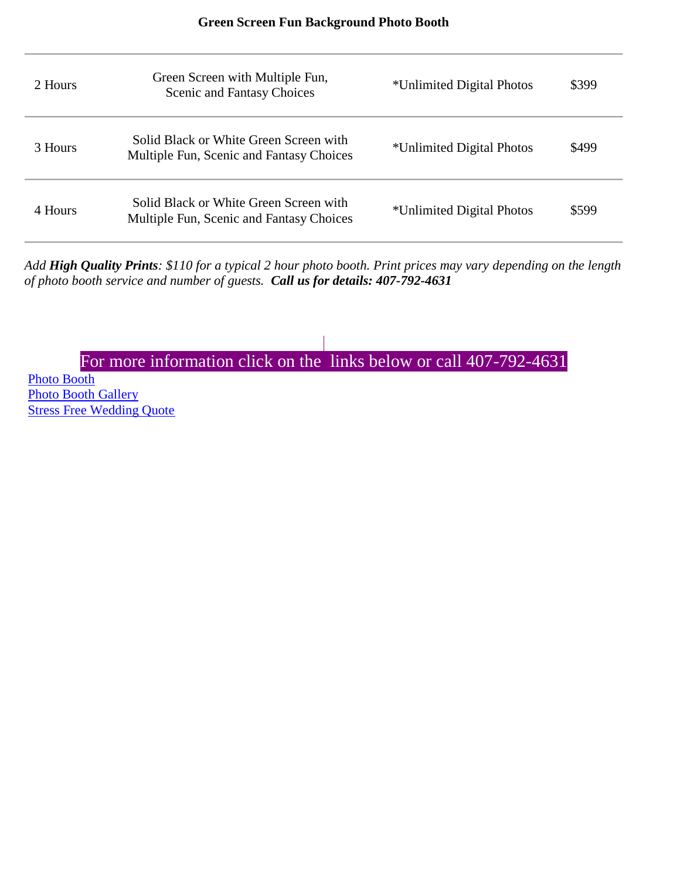**Green Screen Fun Background Photo Booth**

| | | | |
|---|---|---|---|
| 2 Hours | Green Screen with Multiple Fun, Scenic and Fantasy Choices | *Unlimited Digital Photos | $399 |
| 3 Hours | Solid Black or White Green Screen with Multiple Fun, Scenic and Fantasy Choices | *Unlimited Digital Photos | $499 |
| 4 Hours | Solid Black or White Green Screen with Multiple Fun, Scenic and Fantasy Choices | *Unlimited Digital Photos | $599 |

*Add **High Quality Prints**: $110 for a typical 2 hour photo booth. Print prices may vary depending on the length of photo booth service and number of guests.* ***Call us for details: 407-792-4631***

For more information click on the links below or call 407-792-4631

Photo Booth
Photo Booth Gallery
Stress Free Wedding Quote